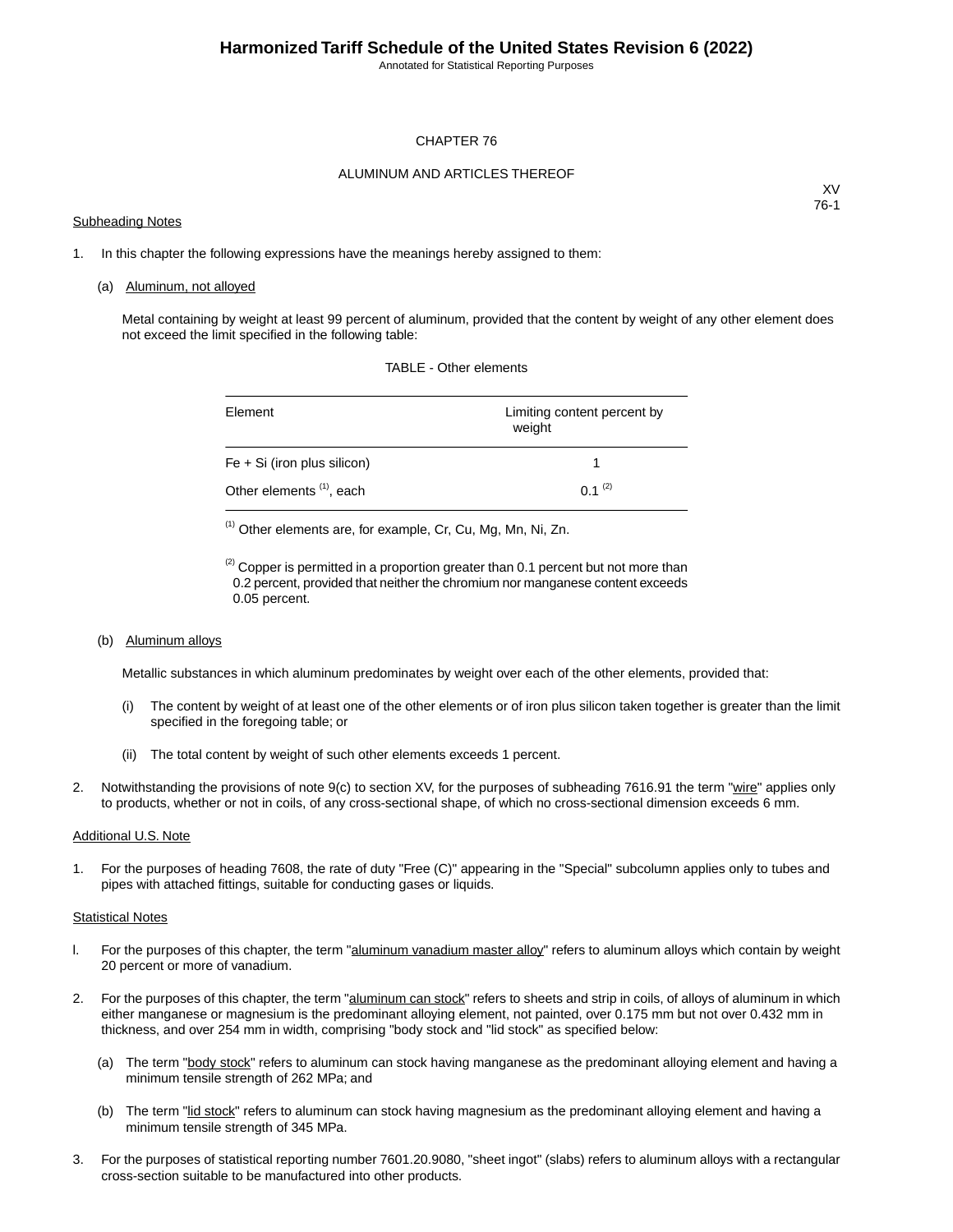## CHAPTER 76

## ALUMINUM AND ARTICLES THEREOF

XV
76-1

Subheading Notes

1. In this chapter the following expressions have the meanings hereby assigned to them:

   (a) Aluminum, not alloyed

   Metal containing by weight at least 99 percent of aluminum, provided that the content by weight of any other element does not exceed the limit specified in the following table:

   TABLE - Other elements

   | Element | Limiting content percent by weight |
   | --- | --- |
   | Fe + Si (iron plus silicon) | 1 |
   | Other elements [1], each | 0.1 [2] |

   [1] Other elements are, for example, Cr, Cu, Mg, Mn, Ni, Zn.

   [2] Copper is permitted in a proportion greater than 0.1 percent but not more than 0.2 percent, provided that neither the chromium nor manganese content exceeds 0.05 percent.

   (b) Aluminum alloys

   Metallic substances in which aluminum predominates by weight over each of the other elements, provided that:

   (i) The content by weight of at least one of the other elements or of iron plus silicon taken together is greater than the limit specified in the foregoing table; or

   (ii) The total content by weight of such other elements exceeds 1 percent.

2. Notwithstanding the provisions of note 9(c) to section XV, for the purposes of subheading 7616.91 the term "wire" applies only to products, whether or not in coils, of any cross-sectional shape, of which no cross-sectional dimension exceeds 6 mm.

Additional U.S. Note

1. For the purposes of heading 7608, the rate of duty "Free (C)" appearing in the "Special" subcolumn applies only to tubes and pipes with attached fittings, suitable for conducting gases or liquids.

Statistical Notes

1. For the purposes of this chapter, the term "aluminum vanadium master alloy" refers to aluminum alloys which contain by weight 20 percent or more of vanadium.

2. For the purposes of this chapter, the term "aluminum can stock" refers to sheets and strip in coils, of alloys of aluminum in which either manganese or magnesium is the predominant alloying element, not painted, over 0.175 mm but not over 0.432 mm in thickness, and over 254 mm in width, comprising "body stock and "lid stock" as specified below:

   (a) The term "body stock" refers to aluminum can stock having manganese as the predominant alloying element and having a minimum tensile strength of 262 MPa; and

   (b) The term "lid stock" refers to aluminum can stock having magnesium as the predominant alloying element and having a minimum tensile strength of 345 MPa.

3. For the purposes of statistical reporting number 7601.20.9080, "sheet ingot" (slabs) refers to aluminum alloys with a rectangular cross-section suitable to be manufactured into other products.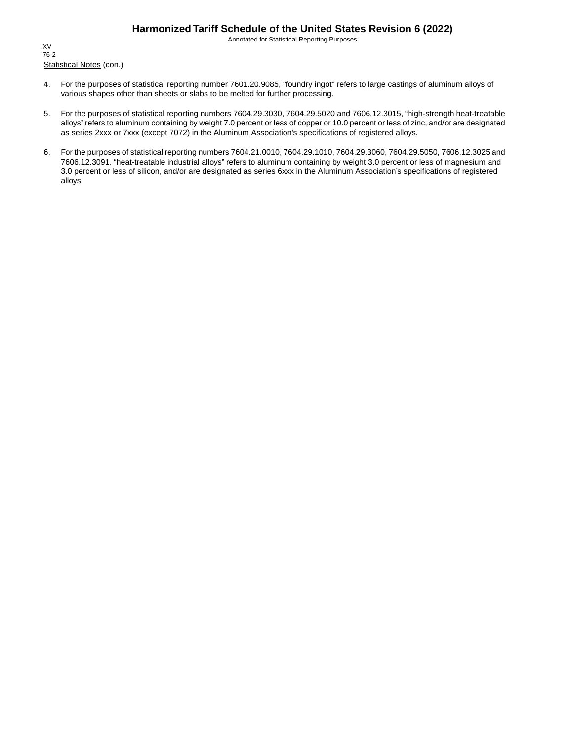Statistical Notes (con.)

4. For the purposes of statistical reporting number 7601.20.9085, "foundry ingot" refers to large castings of aluminum alloys of various shapes other than sheets or slabs to be melted for further processing.

5. For the purposes of statistical reporting numbers 7604.29.3030, 7604.29.5020 and 7606.12.3015, “high-strength heat-treatable alloys” refers to aluminum containing by weight 7.0 percent or less of copper or 10.0 percent or less of zinc, and/or are designated as series 2xxx or 7xxx (except 7072) in the Aluminum Association’s specifications of registered alloys.

6. For the purposes of statistical reporting numbers 7604.21.0010, 7604.29.1010, 7604.29.3060, 7604.29.5050, 7606.12.3025 and 7606.12.3091, “heat-treatable industrial alloys” refers to aluminum containing by weight 3.0 percent or less of magnesium and 3.0 percent or less of silicon, and/or are designated as series 6xxx in the Aluminum Association’s specifications of registered alloys.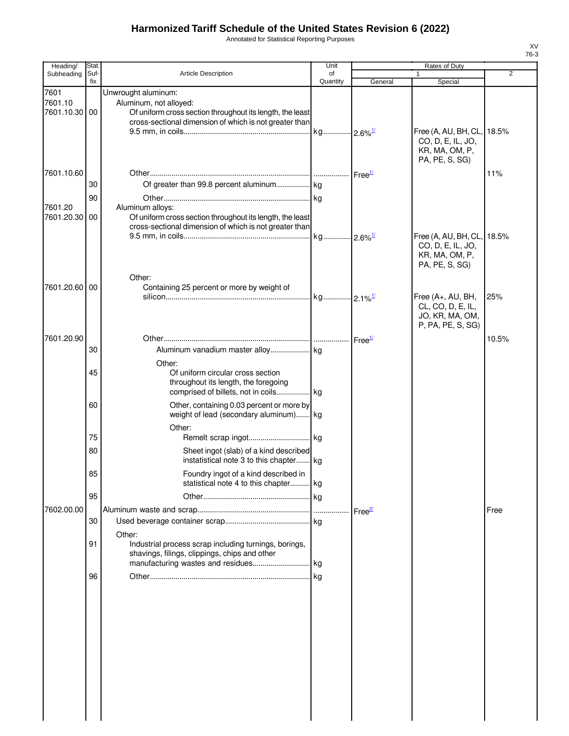# Harmonized Tariff Schedule of the United States Revision 6 (2022)

Annotated for Statistical Reporting Purposes

XV
76-3

| Heading/ Subheading | Stat. Suf- fix | Article Description | Unit of Quantity | Rates of Duty 1 General | Special | 2 |
|---|---|---|---|---|---|---|
| 7601 | | Unwrought aluminum: | | | | |
| 7601.10 | | Aluminum, not alloyed: | | | | |
| 7601.10.30 | 00 | Of uniform cross section throughout its length, the least cross-sectional dimension of which is not greater than 9.5 mm, in coils | kg | 2.6%[1/] | Free (A, AU, BH, CL, CO, D, E, IL, JO, KR, MA, OM, P, PA, PE, S, SG) | 18.5% |
| 7601.10.60 | | Other | | Free[1/] | | 11% |
| | 30 | Of greater than 99.8 percent aluminum | kg | | | |
| | 90 | Other | kg | | | |
| 7601.20 | | Aluminum alloys: | | | | |
| 7601.20.30 | 00 | Of uniform cross section throughout its length, the least cross-sectional dimension of which is not greater than 9.5 mm, in coils | kg | 2.6%[1/] | Free (A, AU, BH, CL, CO, D, E, IL, JO, KR, MA, OM, P, PA, PE, S, SG) | 18.5% |
| | | Other: | | | | |
| 7601.20.60 | 00 | Containing 25 percent or more by weight of silicon | kg | 2.1%[1/] | Free (A+, AU, BH, CL, CO, D, E, IL, JO, KR, MA, OM, P, PA, PE, S, SG) | 25% |
| 7601.20.90 | | Other | | Free[1/] | | 10.5% |
| | 30 | Aluminum vanadium master alloy | kg | | | |
| | | Other: | | | | |
| | 45 | Of uniform circular cross section throughout its length, the foregoing comprised of billets, not in coils | kg | | | |
| | 60 | Other, containing 0.03 percent or more by weight of lead (secondary aluminum) | kg | | | |
| | | Other: | | | | |
| | 75 | Remelt scrap ingot | kg | | | |
| | 80 | Sheet ingot (slab) of a kind described instatistical note 3 to this chapter | kg | | | |
| | 85 | Foundry ingot of a kind described in statistical note 4 to this chapter | kg | | | |
| | 95 | Other | kg | | | |
| 7602.00.00 | | Aluminum waste and scrap | | Free[2/] | | Free |
| | 30 | Used beverage container scrap | kg | | | |
| | | Other: | | | | |
| | 91 | Industrial process scrap including turnings, borings, shavings, filings, clippings, chips and other manufacturing wastes and residues | kg | | | |
| | 96 | Other | kg | | | |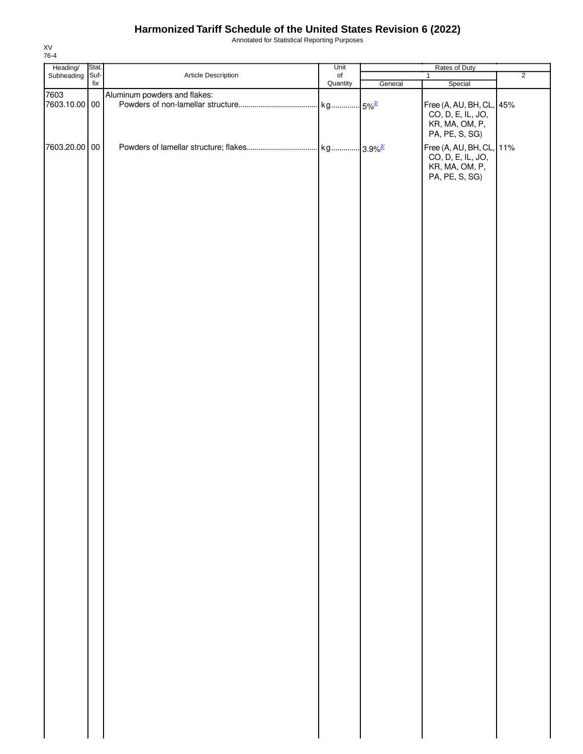# Harmonized Tariff Schedule of the United States Revision 6 (2022)

Annotated for Statistical Reporting Purposes

XV
76-4

| Heading/ Subheading | Stat. Suf- fix | Article Description | Unit of Quantity | Rates of Duty | | |
|---|---|---|---|---|---|---|
| | | | | 1 | | 2 |
| | | | | General | Special | |
| 7603 | | Aluminum powders and flakes: | | | | |
| 7603.10.00 | 00 | Powders of non-lamellar structure | kg | 5%[2/] | Free (A, AU, BH, CL, CO, D, E, IL, JO, KR, MA, OM, P, PA, PE, S, SG) | 45% |
| 7603.20.00 | 00 | Powders of lamellar structure; flakes | kg | 3.9%[2/] | Free (A, AU, BH, CL, CO, D, E, IL, JO, KR, MA, OM, P, PA, PE, S, SG) | 11% |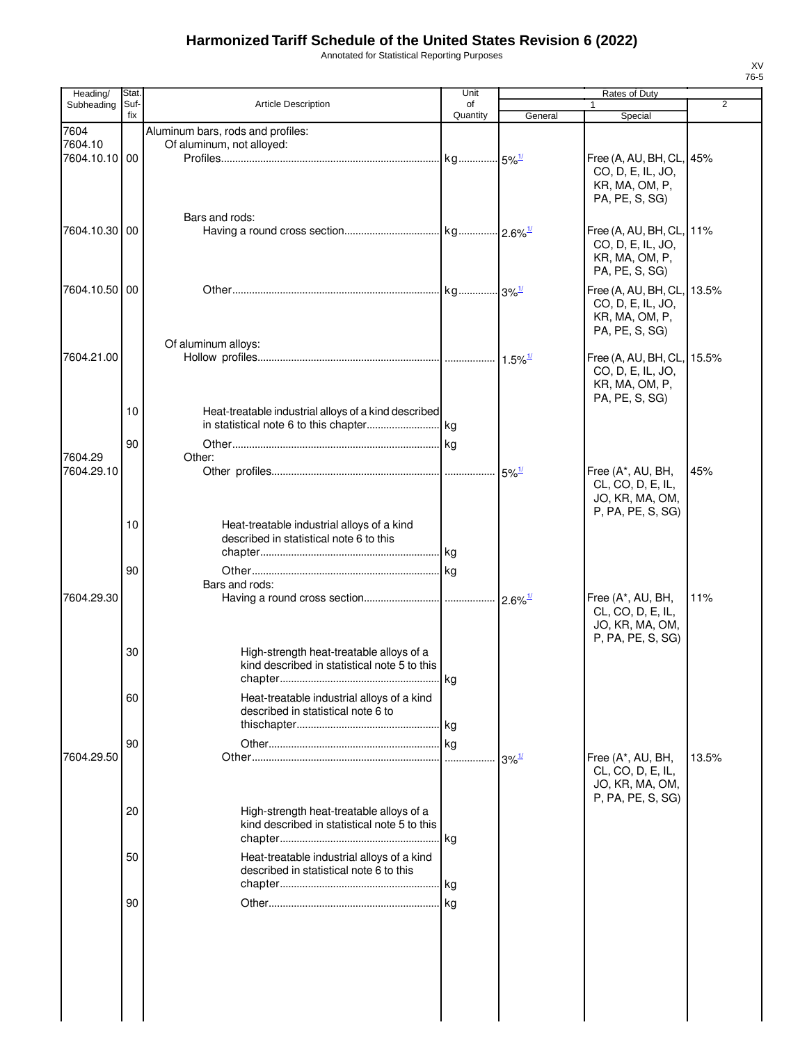# Harmonized Tariff Schedule of the United States Revision 6 (2022)

Annotated for Statistical Reporting Purposes

XV
76-5

| Heading/ Subheading | Stat. Suf- fix | Article Description | Unit of Quantity | Rates of Duty 1 General | Special | 2 |
|---|---|---|---|---|---|---|
| 7604 | | Aluminum bars, rods and profiles: | | | | |
| 7604.10 | | Of aluminum, not alloyed: | | | | |
| 7604.10.10 | 00 | Profiles | kg | 5%[1/] | Free (A, AU, BH, CL, CO, D, E, IL, JO, KR, MA, OM, P, PA, PE, S, SG) | 45% |
| | | Bars and rods: | | | | |
| 7604.10.30 | 00 | Having a round cross section | kg | 2.6%[1/] | Free (A, AU, BH, CL, CO, D, E, IL, JO, KR, MA, OM, P, PA, PE, S, SG) | 11% |
| 7604.10.50 | 00 | Other | kg | 3%[1/] | Free (A, AU, BH, CL, CO, D, E, IL, JO, KR, MA, OM, P, PA, PE, S, SG) | 13.5% |
| | | Of aluminum alloys: | | | | |
| 7604.21.00 | | Hollow profiles | | 1.5%[1/] | Free (A, AU, BH, CL, CO, D, E, IL, JO, KR, MA, OM, P, PA, PE, S, SG) | 15.5% |
| | 10 | Heat-treatable industrial alloys of a kind described in statistical note 6 to this chapter | kg | | | |
| | 90 | Other | kg | | | |
| 7604.29 | | Other: | | | | |
| 7604.29.10 | | Other profiles | | 5%[1/] | Free (A*, AU, BH, CL, CO, D, E, IL, JO, KR, MA, OM, P, PA, PE, S, SG) | 45% |
| | 10 | Heat-treatable industrial alloys of a kind described in statistical note 6 to this chapter | kg | | | |
| | 90 | Other | kg | | | |
| | | Bars and rods: | | | | |
| 7604.29.30 | | Having a round cross section | | 2.6%[1/] | Free (A*, AU, BH, CL, CO, D, E, IL, JO, KR, MA, OM, P, PA, PE, S, SG) | 11% |
| | 30 | High-strength heat-treatable alloys of a kind described in statistical note 5 to this chapter | kg | | | |
| | 60 | Heat-treatable industrial alloys of a kind described in statistical note 6 to thischapter | kg | | | |
| | 90 | Other | kg | | | |
| 7604.29.50 | | Other | | 3%[1/] | Free (A*, AU, BH, CL, CO, D, E, IL, JO, KR, MA, OM, P, PA, PE, S, SG) | 13.5% |
| | 20 | High-strength heat-treatable alloys of a kind described in statistical note 5 to this chapter | kg | | | |
| | 50 | Heat-treatable industrial alloys of a kind described in statistical note 6 to this chapter | kg | | | |
| | 90 | Other | kg | | | |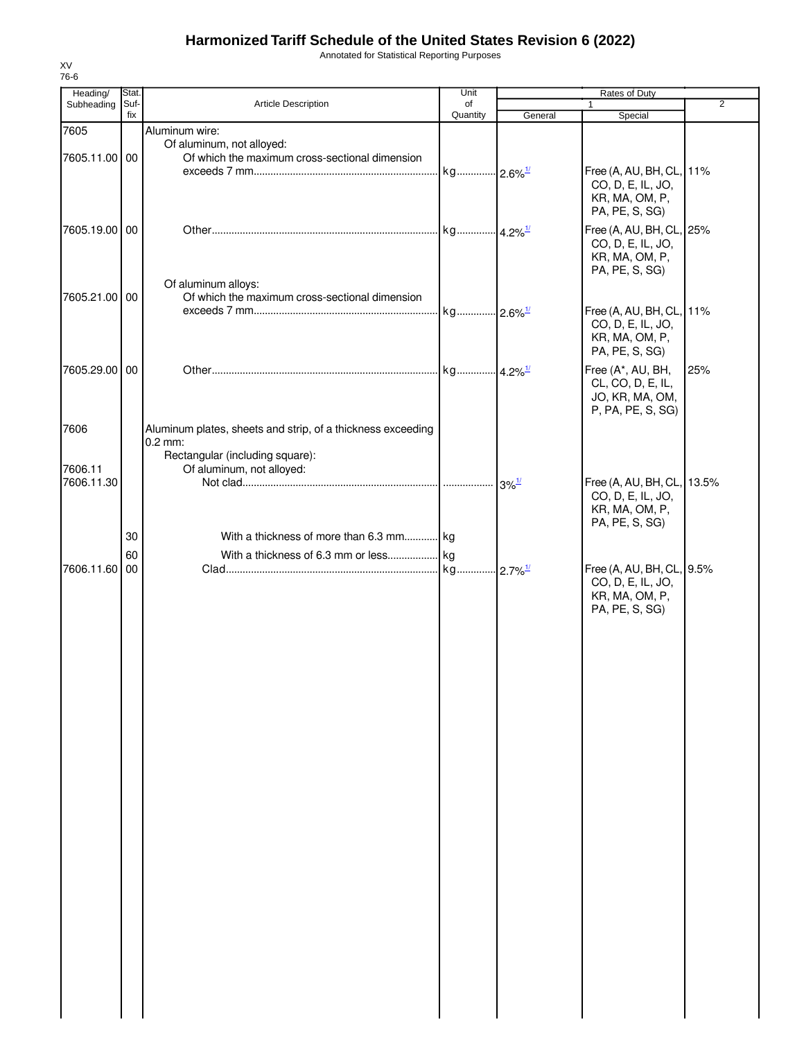# Harmonized Tariff Schedule of the United States Revision 6 (2022)

Annotated for Statistical Reporting Purposes

XV
76-6

| Heading/ Subheading | Stat. Suf- fix | Article Description | Unit of Quantity | Rates of Duty 1 General | Rates of Duty 1 Special | Rates of Duty 2 |
|---|---|---|---|---|---|---|
| 7605 | | Aluminum wire: | | | | |
| | | Of aluminum, not alloyed: | | | | |
| 7605.11.00 | 00 | Of which the maximum cross-sectional dimension exceeds 7 mm | kg | 2.6%[1/] | Free (A, AU, BH, CL, CO, D, E, IL, JO, KR, MA, OM, P, PA, PE, S, SG) | 11% |
| 7605.19.00 | 00 | Other | kg | 4.2%[1/] | Free (A, AU, BH, CL, CO, D, E, IL, JO, KR, MA, OM, P, PA, PE, S, SG) | 25% |
| | | Of aluminum alloys: | | | | |
| 7605.21.00 | 00 | Of which the maximum cross-sectional dimension exceeds 7 mm | kg | 2.6%[1/] | Free (A, AU, BH, CL, CO, D, E, IL, JO, KR, MA, OM, P, PA, PE, S, SG) | 11% |
| 7605.29.00 | 00 | Other | kg | 4.2%[1/] | Free (A*, AU, BH, CL, CO, D, E, IL, JO, KR, MA, OM, P, PA, PE, S, SG) | 25% |
| 7606 | | Aluminum plates, sheets and strip, of a thickness exceeding 0.2 mm: | | | | |
| | | Rectangular (including square): | | | | |
| 7606.11 | | Of aluminum, not alloyed: | | | | |
| 7606.11.30 | | Not clad | | 3%[1/] | Free (A, AU, BH, CL, CO, D, E, IL, JO, KR, MA, OM, P, PA, PE, S, SG) | 13.5% |
| | 30 | With a thickness of more than 6.3 mm | kg | | | |
| | 60 | With a thickness of 6.3 mm or less | kg | | | |
| 7606.11.60 | 00 | Clad | kg | 2.7%[1/] | Free (A, AU, BH, CL, CO, D, E, IL, JO, KR, MA, OM, P, PA, PE, S, SG) | 9.5% |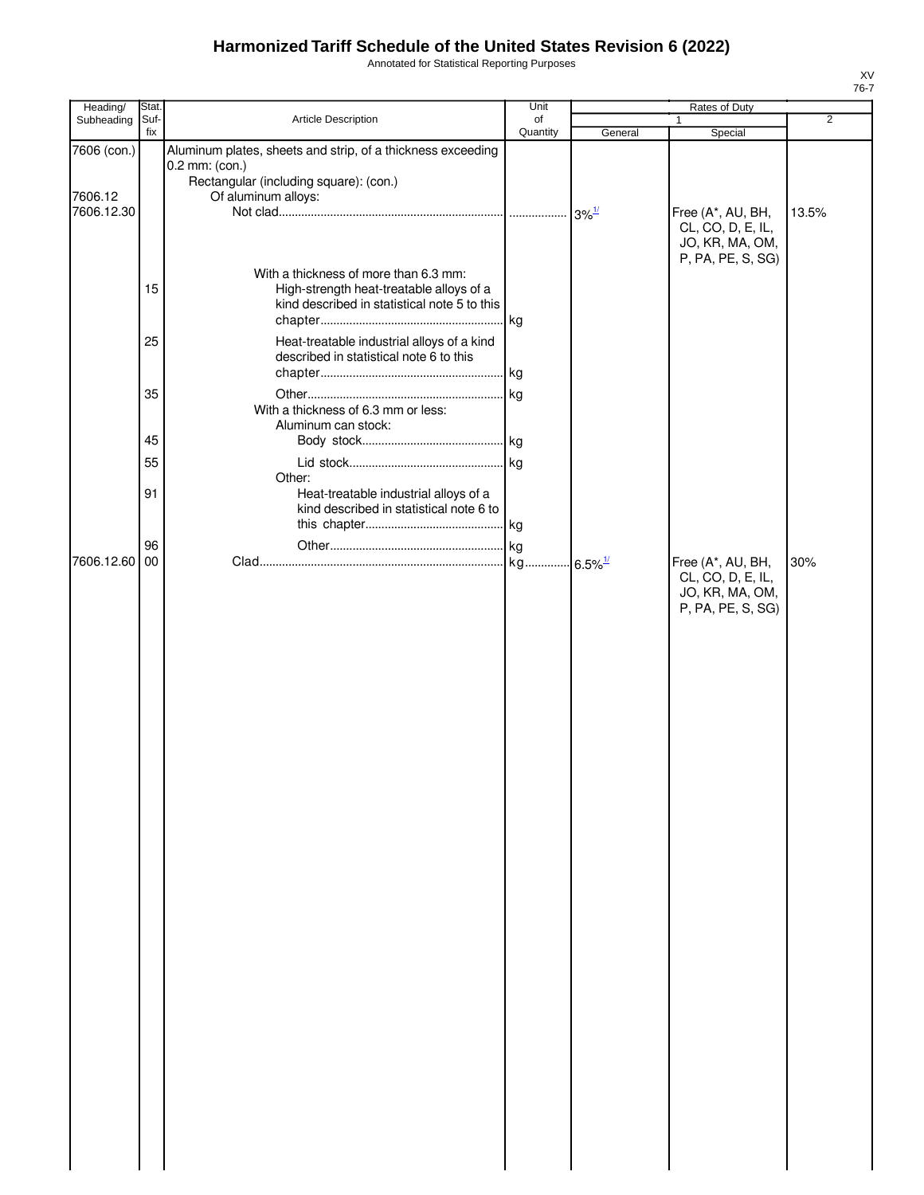# Harmonized Tariff Schedule of the United States Revision 6 (2022)

Annotated for Statistical Reporting Purposes

| Heading/ Subheading | Stat. Suf- fix | Article Description | Unit of Quantity | Rates of Duty 1 General | Rates of Duty 1 Special | Rates of Duty 2 |
|---|---|---|---|---|---|---|
| 7606 (con.) | | Aluminum plates, sheets and strip, of a thickness exceeding 0.2 mm: (con.) | | | | |
| | | Rectangular (including square): (con.) | | | | |
| 7606.12 | | Of aluminum alloys: | | | | |
| 7606.12.30 | | Not clad | | 3%[1/] | Free (A*, AU, BH, CL, CO, D, E, IL, JO, KR, MA, OM, P, PA, PE, S, SG) | 13.5% |
| | | With a thickness of more than 6.3 mm: | | | | |
| | 15 | High-strength heat-treatable alloys of a kind described in statistical note 5 to this chapter | kg | | | |
| | 25 | Heat-treatable industrial alloys of a kind described in statistical note 6 to this chapter | kg | | | |
| | 35 | Other | kg | | | |
| | | With a thickness of 6.3 mm or less: | | | | |
| | | Aluminum can stock: | | | | |
| | 45 | Body stock | kg | | | |
| | 55 | Lid stock | kg | | | |
| | | Other: | | | | |
| | 91 | Heat-treatable industrial alloys of a kind described in statistical note 6 to this chapter | kg | | | |
| | 96 | Other | kg | | | |
| 7606.12.60 | 00 | Clad | kg | 6.5%[1/] | Free (A*, AU, BH, CL, CO, D, E, IL, JO, KR, MA, OM, P, PA, PE, S, SG) | 30% |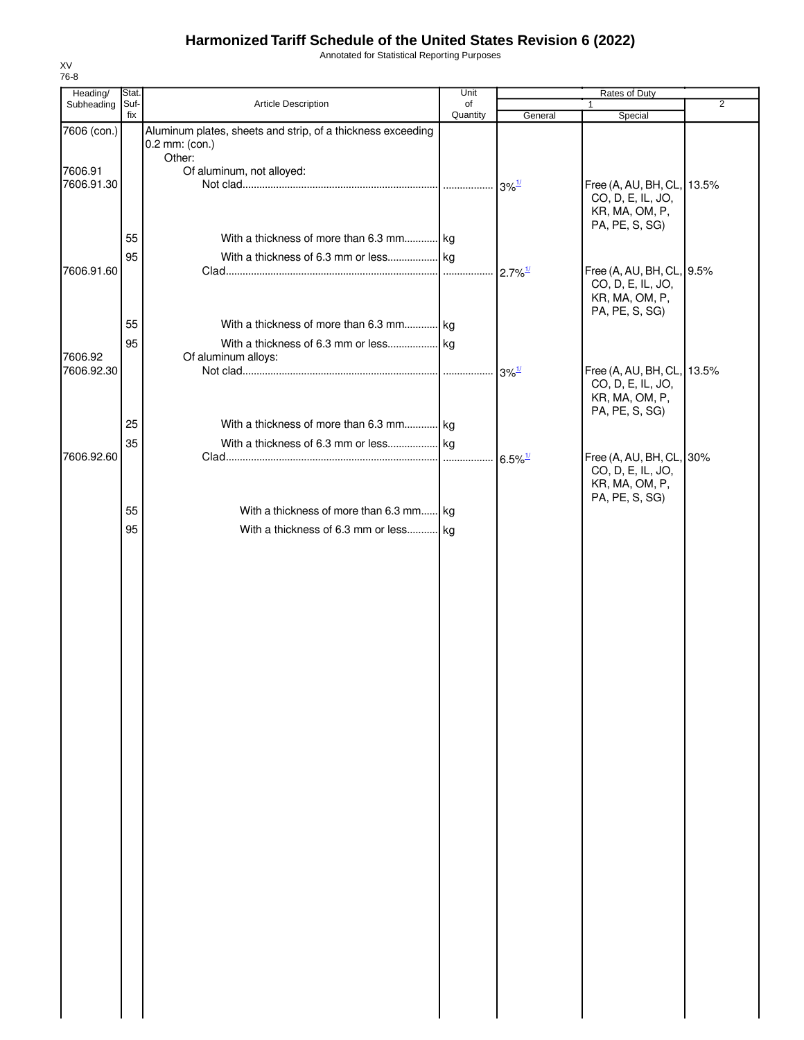# Harmonized Tariff Schedule of the United States Revision 6 (2022)

Annotated for Statistical Reporting Purposes

XV
76-8

| Heading/ Subheading | Stat. Suf- fix | Article Description | Unit of Quantity | Rates of Duty 1 General | Special | 2 |
|---|---|---|---|---|---|---|
| 7606 (con.) | | Aluminum plates, sheets and strip, of a thickness exceeding 0.2 mm: (con.) | | | | |
| | | Other: | | | | |
| 7606.91 | | Of aluminum, not alloyed: | | | | |
| 7606.91.30 | | Not clad | | 3%[1/] | Free (A, AU, BH, CL, CO, D, E, IL, JO, KR, MA, OM, P, PA, PE, S, SG) | 13.5% |
| | 55 | With a thickness of more than 6.3 mm | kg | | | |
| | 95 | With a thickness of 6.3 mm or less | kg | | | |
| 7606.91.60 | | Clad | | 2.7%[1/] | Free (A, AU, BH, CL, CO, D, E, IL, JO, KR, MA, OM, P, PA, PE, S, SG) | 9.5% |
| | 55 | With a thickness of more than 6.3 mm | kg | | | |
| | 95 | With a thickness of 6.3 mm or less | kg | | | |
| 7606.92 | | Of aluminum alloys: | | | | |
| 7606.92.30 | | Not clad | | 3%[1/] | Free (A, AU, BH, CL, CO, D, E, IL, JO, KR, MA, OM, P, PA, PE, S, SG) | 13.5% |
| | 25 | With a thickness of more than 6.3 mm | kg | | | |
| | 35 | With a thickness of 6.3 mm or less | kg | | | |
| 7606.92.60 | | Clad | | 6.5%[1/] | Free (A, AU, BH, CL, CO, D, E, IL, JO, KR, MA, OM, P, PA, PE, S, SG) | 30% |
| | 55 | With a thickness of more than 6.3 mm | kg | | | |
| | 95 | With a thickness of 6.3 mm or less | kg | | | |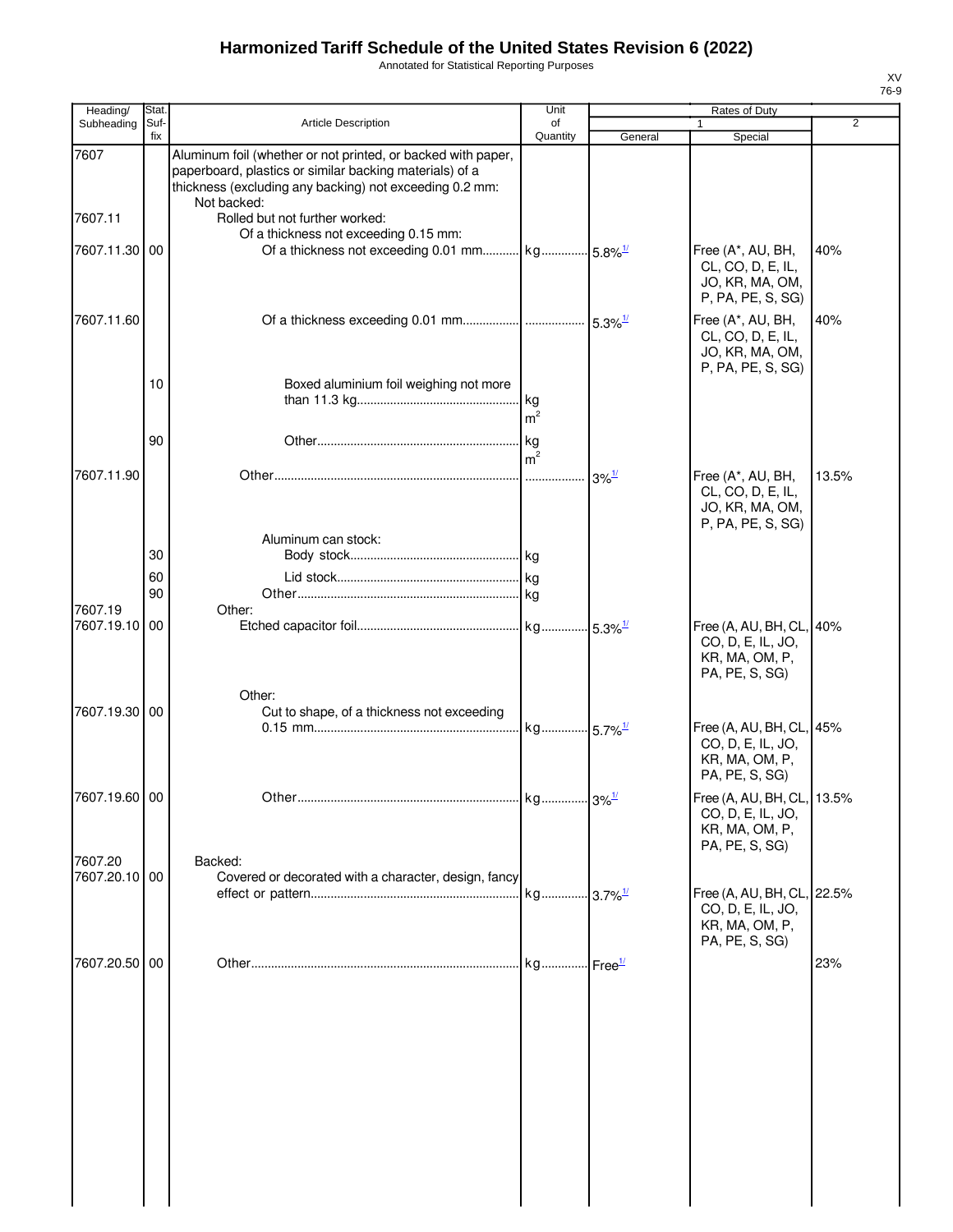# Harmonized Tariff Schedule of the United States Revision 6 (2022)

Annotated for Statistical Reporting Purposes

XV
76-9

| Heading/ Subheading | Stat. Suf- fix | Article Description | Unit of Quantity | Rates of Duty 1 General | Special | 2 |
|---|---|---|---|---|---|---|
| 7607 | | Aluminum foil (whether or not printed, or backed with paper, paperboard, plastics or similar backing materials) of a thickness (excluding any backing) not exceeding 0.2 mm: | | | | |
| | | Not backed: | | | | |
| 7607.11 | | Rolled but not further worked: | | | | |
| | | Of a thickness not exceeding 0.15 mm: | | | | |
| 7607.11.30 | 00 | Of a thickness not exceeding 0.01 mm | kg | 5.8%[1/] | Free (A*, AU, BH, CL, CO, D, E, IL, JO, KR, MA, OM, P, PA, PE, S, SG) | 40% |
| 7607.11.60 | | Of a thickness exceeding 0.01 mm | | 5.3%[1/] | Free (A*, AU, BH, CL, CO, D, E, IL, JO, KR, MA, OM, P, PA, PE, S, SG) | 40% |
| | 10 | Boxed aluminium foil weighing not more than 11.3 kg | kg m² | | | |
| | 90 | Other | kg m² | | | |
| 7607.11.90 | | Other | | 3%[1/] | Free (A*, AU, BH, CL, CO, D, E, IL, JO, KR, MA, OM, P, PA, PE, S, SG) | 13.5% |
| | | Aluminum can stock: | | | | |
| | 30 | Body stock | kg | | | |
| | 60 | Lid stock | kg | | | |
| | 90 | Other | kg | | | |
| 7607.19 | | Other: | | | | |
| 7607.19.10 | 00 | Etched capacitor foil | kg | 5.3%[1/] | Free (A, AU, BH, CL, CO, D, E, IL, JO, KR, MA, OM, P, PA, PE, S, SG) | 40% |
| | | Other: | | | | |
| 7607.19.30 | 00 | Cut to shape, of a thickness not exceeding 0.15 mm | kg | 5.7%[1/] | Free (A, AU, BH, CL, CO, D, E, IL, JO, KR, MA, OM, P, PA, PE, S, SG) | 45% |
| 7607.19.60 | 00 | Other | kg | 3%[1/] | Free (A, AU, BH, CL, CO, D, E, IL, JO, KR, MA, OM, P, PA, PE, S, SG) | 13.5% |
| 7607.20 | | Backed: | | | | |
| 7607.20.10 | 00 | Covered or decorated with a character, design, fancy effect or pattern | kg | 3.7%[1/] | Free (A, AU, BH, CL, CO, D, E, IL, JO, KR, MA, OM, P, PA, PE, S, SG) | 22.5% |
| 7607.20.50 | 00 | Other | kg | Free[1/] | | 23% |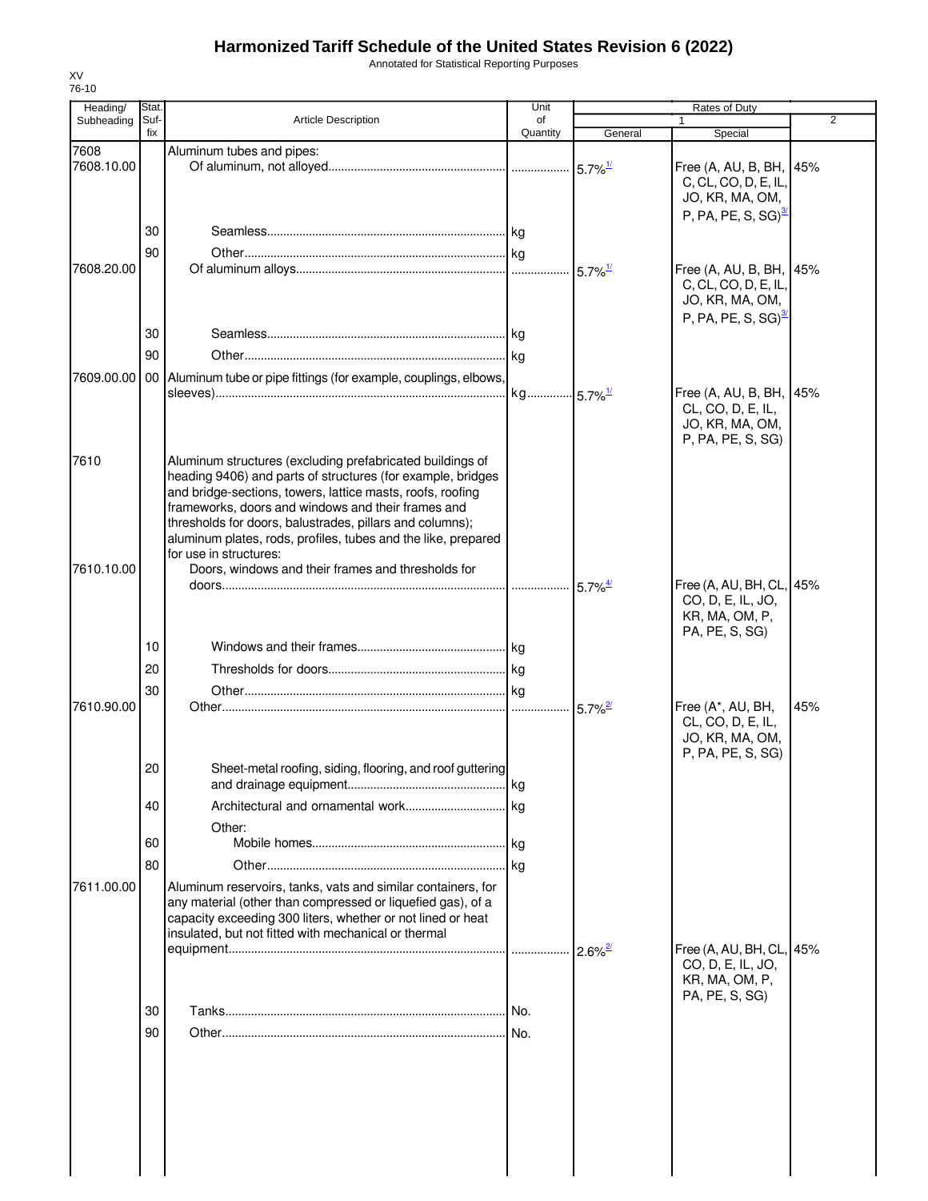# Harmonized Tariff Schedule of the United States Revision 6 (2022)

Annotated for Statistical Reporting Purposes

XV
76-10

| Heading/ Subheading | Stat. Suf- fix | Article Description | Unit of Quantity | Rates of Duty 1 General | Special | 2 |
|---|---|---|---|---|---|---|
| 7608 | | Aluminum tubes and pipes: | | | | |
| 7608.10.00 | | Of aluminum, not alloyed | | 5.7%[1/] | Free (A, AU, B, BH, C, CL, CO, D, E, IL, JO, KR, MA, OM, P, PA, PE, S, SG)[3/] | 45% |
| | 30 | Seamless | kg | | | |
| | 90 | Other | kg | | | |
| 7608.20.00 | | Of aluminum alloys | | 5.7%[1/] | Free (A, AU, B, BH, C, CL, CO, D, E, IL, JO, KR, MA, OM, P, PA, PE, S, SG)[3/] | 45% |
| | 30 | Seamless | kg | | | |
| | 90 | Other | kg | | | |
| 7609.00.00 | 00 | Aluminum tube or pipe fittings (for example, couplings, elbows, sleeves) | kg | 5.7%[1/] | Free (A, AU, B, BH, CL, CO, D, E, IL, JO, KR, MA, OM, P, PA, PE, S, SG) | 45% |
| 7610 | | Aluminum structures (excluding prefabricated buildings of heading 9406) and parts of structures (for example, bridges and bridge-sections, towers, lattice masts, roofs, roofing frameworks, doors and windows and their frames and thresholds for doors, balustrades, pillars and columns); aluminum plates, rods, profiles, tubes and the like, prepared for use in structures: | | | | |
| 7610.10.00 | | Doors, windows and their frames and thresholds for doors | | 5.7%[4/] | Free (A, AU, BH, CL, CO, D, E, IL, JO, KR, MA, OM, P, PA, PE, S, SG) | 45% |
| | 10 | Windows and their frames | kg | | | |
| | 20 | Thresholds for doors | kg | | | |
| | 30 | Other | kg | | | |
| 7610.90.00 | | Other | | 5.7%[2/] | Free (A*, AU, BH, CL, CO, D, E, IL, JO, KR, MA, OM, P, PA, PE, S, SG) | 45% |
| | 20 | Sheet-metal roofing, siding, flooring, and roof guttering and drainage equipment | kg | | | |
| | 40 | Architectural and ornamental work | kg | | | |
| | | Other: | | | | |
| | 60 | Mobile homes | kg | | | |
| | 80 | Other | kg | | | |
| 7611.00.00 | | Aluminum reservoirs, tanks, vats and similar containers, for any material (other than compressed or liquefied gas), of a capacity exceeding 300 liters, whether or not lined or heat insulated, but not fitted with mechanical or thermal equipment | | 2.6%[2/] | Free (A, AU, BH, CL, CO, D, E, IL, JO, KR, MA, OM, P, PA, PE, S, SG) | 45% |
| | 30 | Tanks | No. | | | |
| | 90 | Other | No. | | | |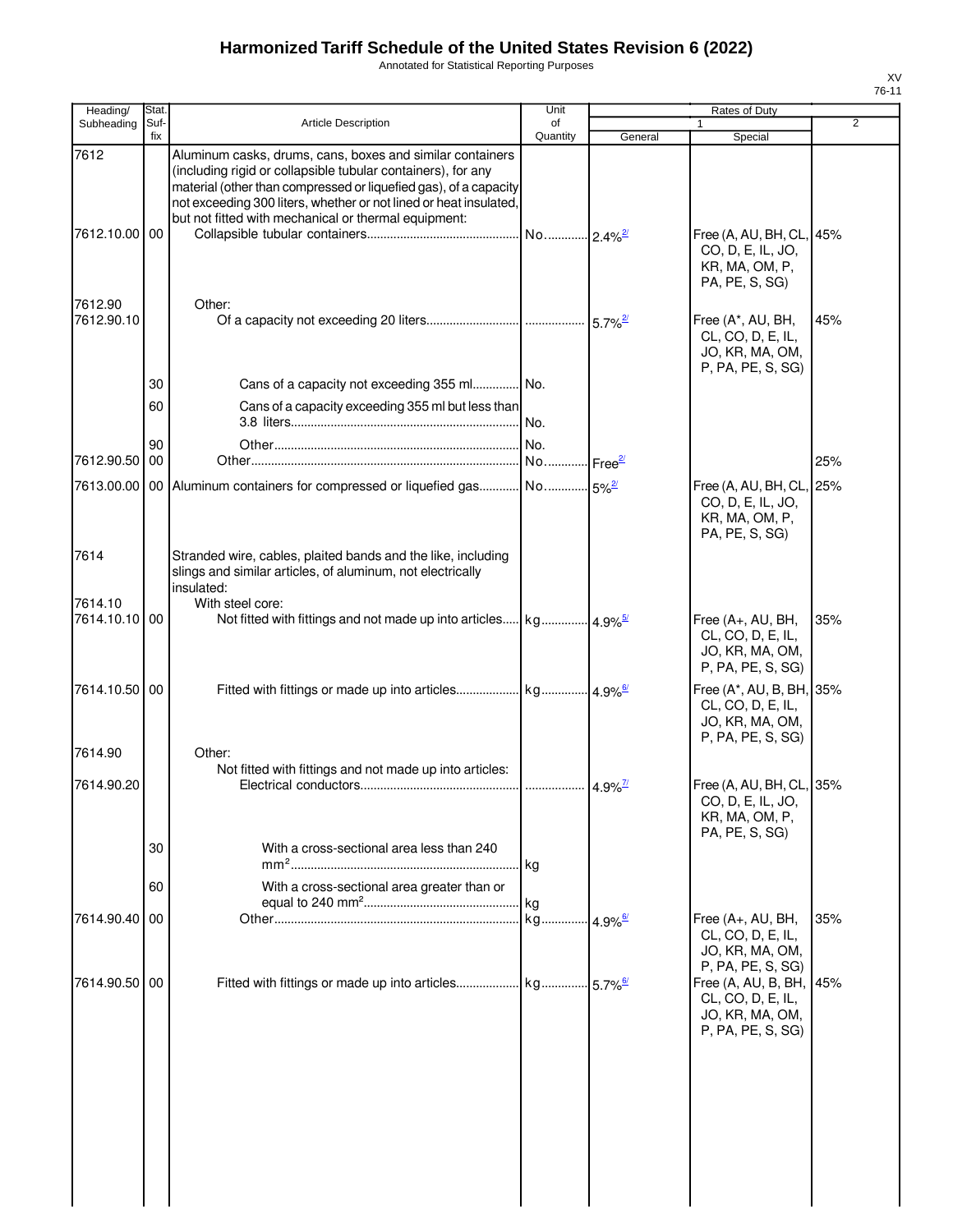# Harmonized Tariff Schedule of the United States Revision 6 (2022)

Annotated for Statistical Reporting Purposes

XV
76-11

| Heading/ Subheading | Stat. Suf- fix | Article Description | Unit of Quantity | Rates of Duty 1 General | Special | 2 |
|---|---|---|---|---|---|---|
| 7612 | | Aluminum casks, drums, cans, boxes and similar containers (including rigid or collapsible tubular containers), for any material (other than compressed or liquefied gas), of a capacity not exceeding 300 liters, whether or not lined or heat insulated, but not fitted with mechanical or thermal equipment: | | | | |
| 7612.10.00 | 00 | Collapsible tubular containers | No. | 2.4%[2/] | Free (A, AU, BH, CL, CO, D, E, IL, JO, KR, MA, OM, P, PA, PE, S, SG) | 45% |
| 7612.90 | | Other: | | | | |
| 7612.90.10 | | Of a capacity not exceeding 20 liters | | 5.7%[2/] | Free (A*, AU, BH, CL, CO, D, E, IL, JO, KR, MA, OM, P, PA, PE, S, SG) | 45% |
| | 30 | Cans of a capacity not exceeding 355 ml | No. | | | |
| | 60 | Cans of a capacity exceeding 355 ml but less than 3.8 liters | No. | | | |
| | 90 | Other | No. | | | |
| 7612.90.50 | 00 | Other | No. | Free[2/] | | 25% |
| 7613.00.00 | 00 | Aluminum containers for compressed or liquefied gas | No. | 5%[2/] | Free (A, AU, BH, CL, CO, D, E, IL, JO, KR, MA, OM, P, PA, PE, S, SG) | 25% |
| 7614 | | Stranded wire, cables, plaited bands and the like, including slings and similar articles, of aluminum, not electrically insulated: | | | | |
| 7614.10 | | With steel core: | | | | |
| 7614.10.10 | 00 | Not fitted with fittings and not made up into articles | kg | 4.9%[5/] | Free (A+, AU, BH, CL, CO, D, E, IL, JO, KR, MA, OM, P, PA, PE, S, SG) | 35% |
| 7614.10.50 | 00 | Fitted with fittings or made up into articles | kg | 4.9%[6/] | Free (A*, AU, B, BH, CL, CO, D, E, IL, JO, KR, MA, OM, P, PA, PE, S, SG) | 35% |
| 7614.90 | | Other: | | | | |
| | | Not fitted with fittings and not made up into articles: | | | | |
| 7614.90.20 | | Electrical conductors | | 4.9%[7/] | Free (A, AU, BH, CL, CO, D, E, IL, JO, KR, MA, OM, P, PA, PE, S, SG) | 35% |
| | 30 | With a cross-sectional area less than 240 mm² | kg | | | |
| | 60 | With a cross-sectional area greater than or equal to 240 mm² | kg | | | |
| 7614.90.40 | 00 | Other | kg | 4.9%[6/] | Free (A+, AU, BH, CL, CO, D, E, IL, JO, KR, MA, OM, P, PA, PE, S, SG) | 35% |
| 7614.90.50 | 00 | Fitted with fittings or made up into articles | kg | 5.7%[6/] | Free (A, AU, B, BH, CL, CO, D, E, IL, JO, KR, MA, OM, P, PA, PE, S, SG) | 45% |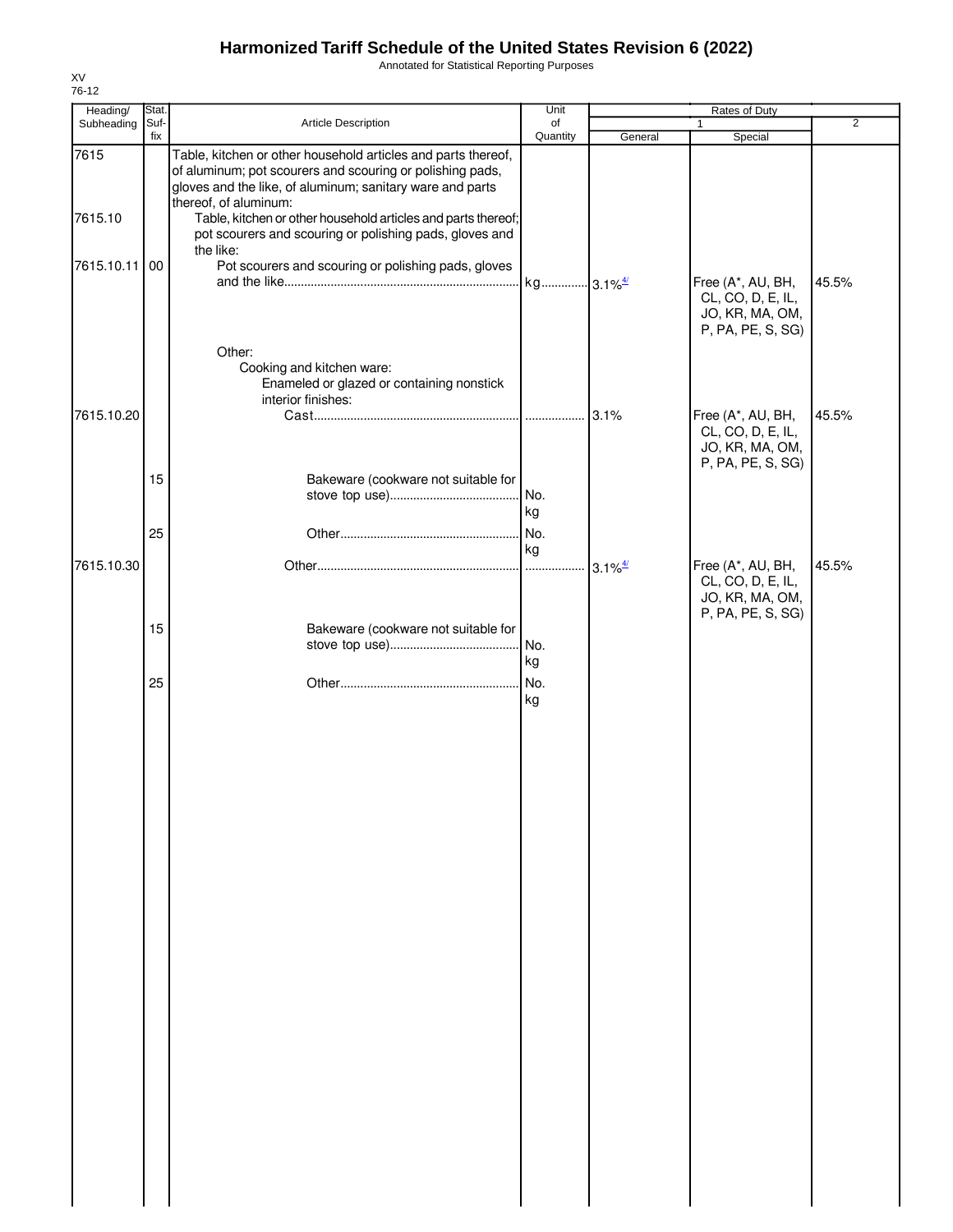# Harmonized Tariff Schedule of the United States Revision 6 (2022)

Annotated for Statistical Reporting Purposes

XV
76-12

| Heading/ Subheading | Stat. Suf- fix | Article Description | Unit of Quantity | Rates of Duty 1 General | Special | 2 |
|---|---|---|---|---|---|---|
| 7615 | | Table, kitchen or other household articles and parts thereof, of aluminum; pot scourers and scouring or polishing pads, gloves and the like, of aluminum; sanitary ware and parts thereof, of aluminum: | | | | |
| 7615.10 | | Table, kitchen or other household articles and parts thereof; pot scourers and scouring or polishing pads, gloves and the like: | | | | |
| 7615.10.11 | 00 | Pot scourers and scouring or polishing pads, gloves and the like | kg | 3.1%[4/] | Free (A*, AU, BH, CL, CO, D, E, IL, JO, KR, MA, OM, P, PA, PE, S, SG) | 45.5% |
| | | Other: | | | | |
| | | Cooking and kitchen ware: | | | | |
| | | Enameled or glazed or containing nonstick interior finishes: | | | | |
| 7615.10.20 | | Cast | | 3.1% | Free (A*, AU, BH, CL, CO, D, E, IL, JO, KR, MA, OM, P, PA, PE, S, SG) | 45.5% |
| | 15 | Bakeware (cookware not suitable for stove top use) | No. kg | | | |
| | 25 | Other | No. kg | | | |
| 7615.10.30 | | Other | | 3.1%[4/] | Free (A*, AU, BH, CL, CO, D, E, IL, JO, KR, MA, OM, P, PA, PE, S, SG) | 45.5% |
| | 15 | Bakeware (cookware not suitable for stove top use) | No. kg | | | |
| | 25 | Other | No. kg | | | |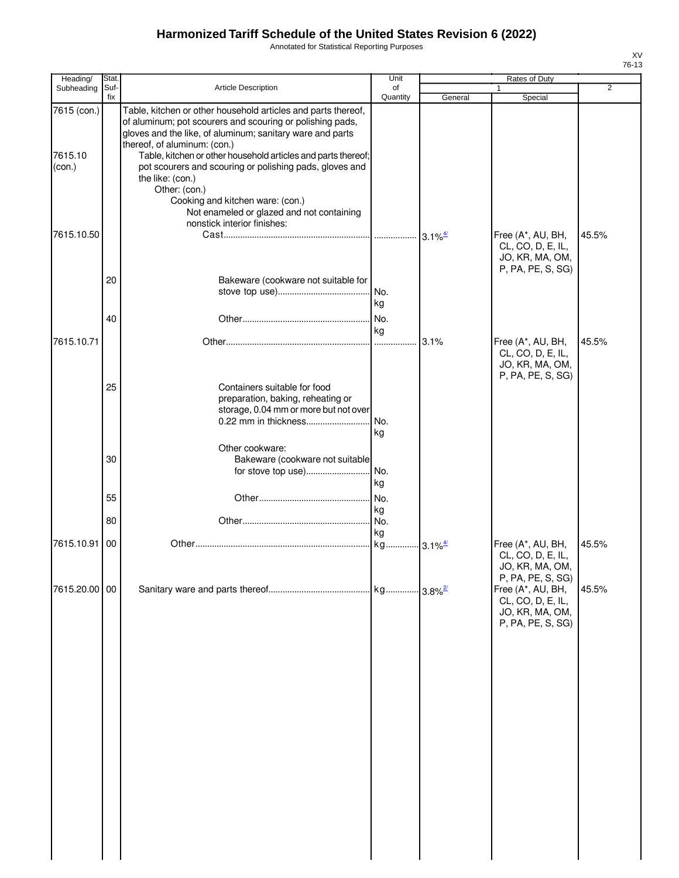# Harmonized Tariff Schedule of the United States Revision 6 (2022)

Annotated for Statistical Reporting Purposes

XV
76-13

| Heading/ Subheading | Stat. Suf- fix | Article Description | Unit of Quantity | Rates of Duty 1 General | Special | 2 |
|---|---|---|---|---|---|---|
| 7615 (con.) | | Table, kitchen or other household articles and parts thereof, of aluminum; pot scourers and scouring or polishing pads, gloves and the like, of aluminum; sanitary ware and parts thereof, of aluminum: (con.) | | | | |
| 7615.10 (con.) | | Table, kitchen or other household articles and parts thereof; pot scourers and scouring or polishing pads, gloves and the like: (con.) | | | | |
| | | Other: (con.) | | | | |
| | | Cooking and kitchen ware: (con.) | | | | |
| | | Not enameled or glazed and not containing nonstick interior finishes: | | | | |
| 7615.10.50 | | Cast | | 3.1%[4/] | Free (A*, AU, BH, CL, CO, D, E, IL, JO, KR, MA, OM, P, PA, PE, S, SG) | 45.5% |
| | 20 | Bakeware (cookware not suitable for stove top use) | No. kg | | | |
| | 40 | Other | No. kg | | | |
| 7615.10.71 | | Other | | 3.1% | Free (A*, AU, BH, CL, CO, D, E, IL, JO, KR, MA, OM, P, PA, PE, S, SG) | 45.5% |
| | 25 | Containers suitable for food preparation, baking, reheating or storage, 0.04 mm or more but not over 0.22 mm in thickness | No. kg | | | |
| | | Other cookware: | | | | |
| | 30 | Bakeware (cookware not suitable for stove top use) | No. kg | | | |
| | 55 | Other | No. kg | | | |
| | 80 | Other | No. kg | | | |
| 7615.10.91 | 00 | Other | kg | 3.1%[4/] | Free (A*, AU, BH, CL, CO, D, E, IL, JO, KR, MA, OM, P, PA, PE, S, SG) | 45.5% |
| 7615.20.00 | 00 | Sanitary ware and parts thereof | kg | 3.8%[2/] | Free (A*, AU, BH, CL, CO, D, E, IL, JO, KR, MA, OM, P, PA, PE, S, SG) | 45.5% |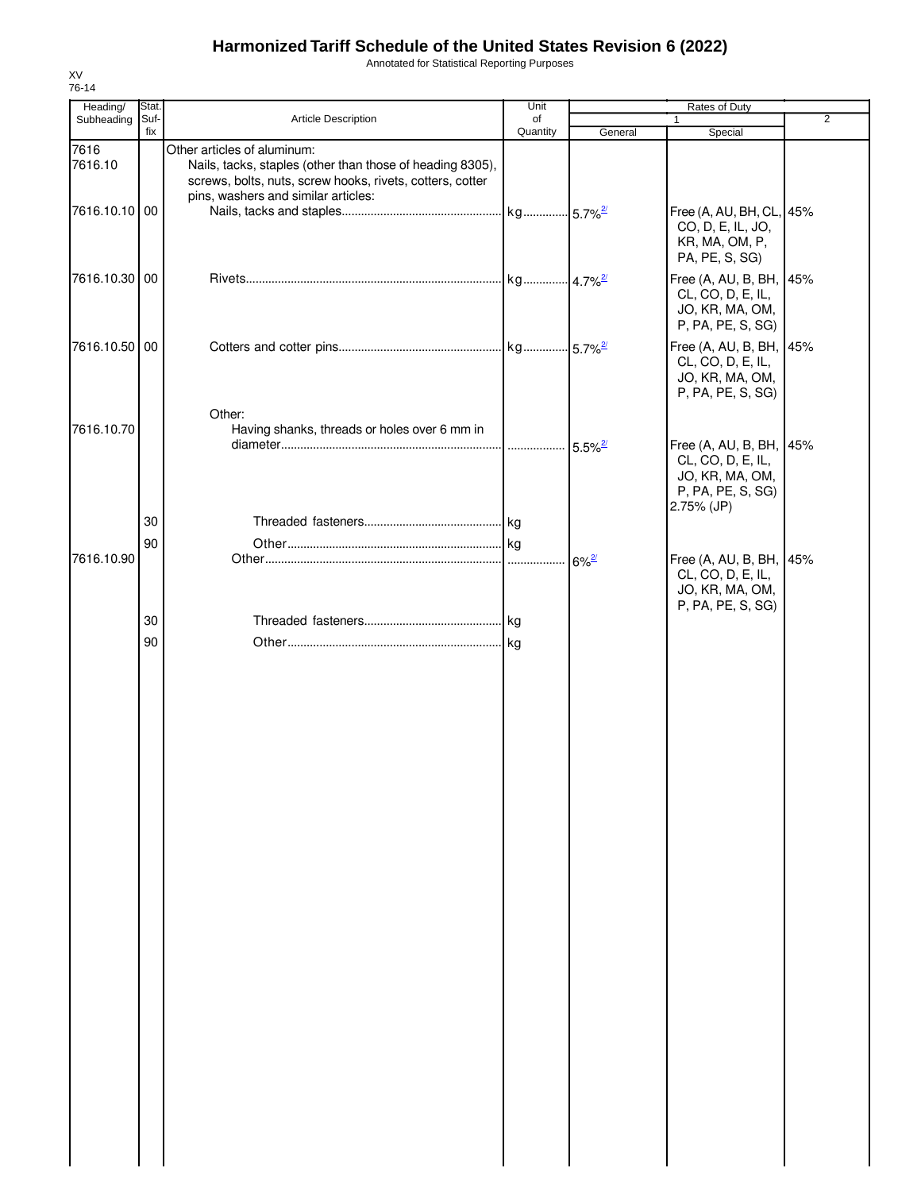# Harmonized Tariff Schedule of the United States Revision 6 (2022)

Annotated for Statistical Reporting Purposes

XV
76-14

| Heading/ Subheading | Stat. Suf-fix | Article Description | Unit of Quantity | Rates of Duty 1 General | Special | 2 |
|---|---|---|---|---|---|---|
| 7616 | | Other articles of aluminum: | | | | |
| 7616.10 | | Nails, tacks, staples (other than those of heading 8305), screws, bolts, nuts, screw hooks, rivets, cotters, cotter pins, washers and similar articles: | | | | |
| 7616.10.10 | 00 | Nails, tacks and staples | kg | 5.7%[2/] | Free (A, AU, BH, CL, CO, D, E, IL, JO, KR, MA, OM, P, PA, PE, S, SG) | 45% |
| 7616.10.30 | 00 | Rivets | kg | 4.7%[2/] | Free (A, AU, B, BH, CL, CO, D, E, IL, JO, KR, MA, OM, P, PA, PE, S, SG) | 45% |
| 7616.10.50 | 00 | Cotters and cotter pins | kg | 5.7%[2/] | Free (A, AU, B, BH, CL, CO, D, E, IL, JO, KR, MA, OM, P, PA, PE, S, SG) | 45% |
| | | Other: | | | | |
| 7616.10.70 | | Having shanks, threads or holes over 6 mm in diameter | | 5.5%[2/] | Free (A, AU, B, BH, CL, CO, D, E, IL, JO, KR, MA, OM, P, PA, PE, S, SG) 2.75% (JP) | 45% |
| | 30 | Threaded fasteners | kg | | | |
| | 90 | Other | kg | | | |
| 7616.10.90 | | Other | | 6%[2/] | Free (A, AU, B, BH, CL, CO, D, E, IL, JO, KR, MA, OM, P, PA, PE, S, SG) | 45% |
| | 30 | Threaded fasteners | kg | | | |
| | 90 | Other | kg | | | |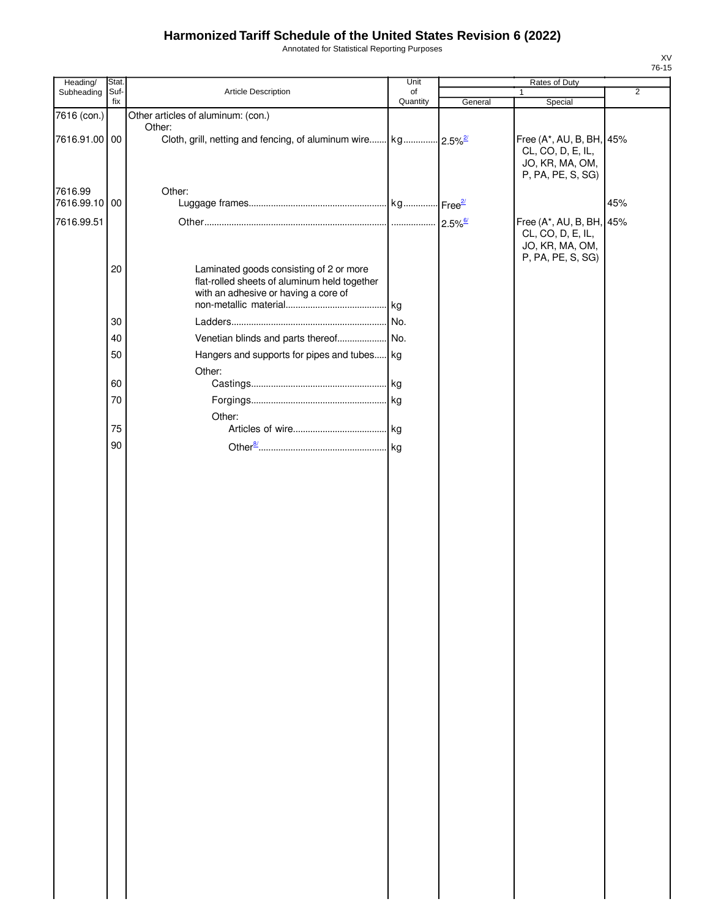# Harmonized Tariff Schedule of the United States Revision 6 (2022)

Annotated for Statistical Reporting Purposes

| Heading/ Subheading | Stat. Suf- fix | Article Description | Unit of Quantity | Rates of Duty 1 General | Special | 2 |
|---|---|---|---|---|---|---|
| 7616 (con.) | | Other articles of aluminum: (con.) | | | | |
| | | Other: | | | | |
| 7616.91.00 | 00 | Cloth, grill, netting and fencing, of aluminum wire | kg | 2.5% [2/] | Free (A*, AU, B, BH, CL, CO, D, E, IL, JO, KR, MA, OM, P, PA, PE, S, SG) | 45% |
| 7616.99 | | Other: | | | | |
| 7616.99.10 | 00 | Luggage frames | kg | Free [2/] | | 45% |
| 7616.99.51 | | Other | | 2.5% [6/] | Free (A*, AU, B, BH, CL, CO, D, E, IL, JO, KR, MA, OM, P, PA, PE, S, SG) | 45% |
| | 20 | Laminated goods consisting of 2 or more flat-rolled sheets of aluminum held together with an adhesive or having a core of non-metallic material | kg | | | |
| | 30 | Ladders | No. | | | |
| | 40 | Venetian blinds and parts thereof | No. | | | |
| | 50 | Hangers and supports for pipes and tubes | kg | | | |
| | | Other: | | | | |
| | 60 | Castings | kg | | | |
| | 70 | Forgings | kg | | | |
| | | Other: | | | | |
| | 75 | Articles of wire | kg | | | |
| | 90 | Other [8/] | kg | | | |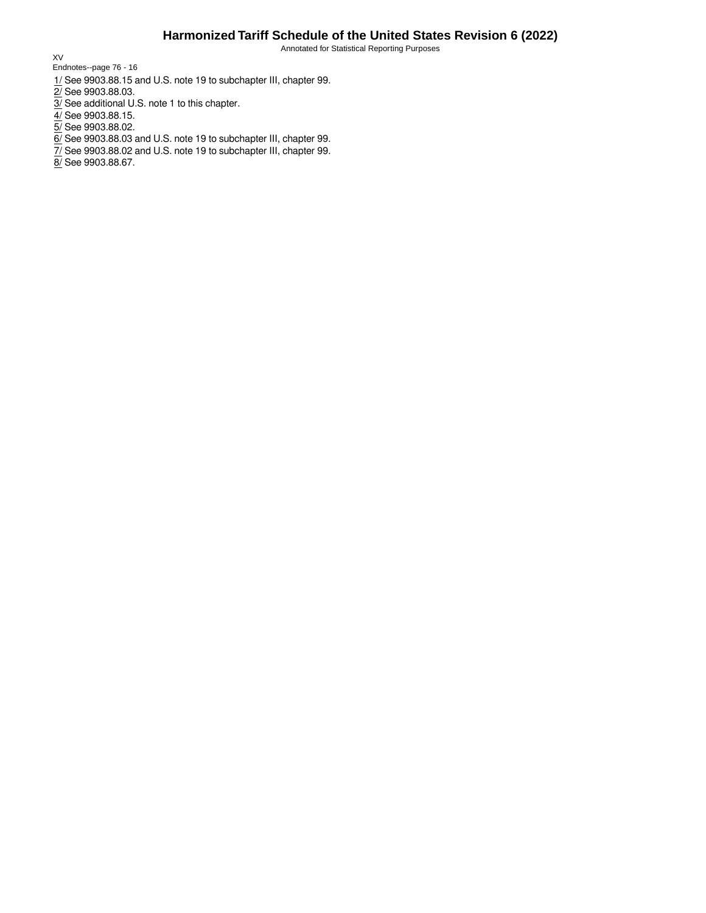XV

Endnotes--page 76 - 16

1/ See 9903.88.15 and U.S. note 19 to subchapter III, chapter 99.

2/ See 9903.88.03.

3/ See additional U.S. note 1 to this chapter.

4/ See 9903.88.15.

5/ See 9903.88.02.

6/ See 9903.88.03 and U.S. note 19 to subchapter III, chapter 99.

7/ See 9903.88.02 and U.S. note 19 to subchapter III, chapter 99.

8/ See 9903.88.67.